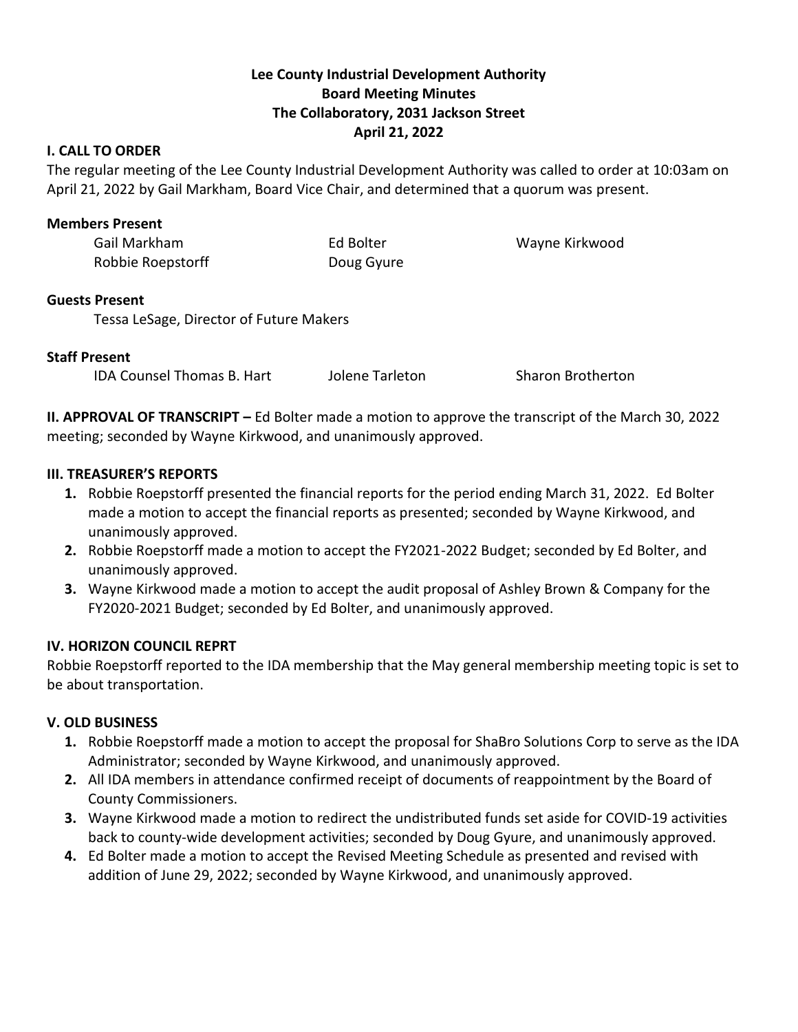# Lee County Industrial Development Authority
## Board Meeting Minutes
## The Collaboratory, 2031 Jackson Street
## April 21, 2022

### I. CALL TO ORDER

The regular meeting of the Lee County Industrial Development Authority was called to order at 10:03am on April 21, 2022 by Gail Markham, Board Vice Chair, and determined that a quorum was present.

**Members Present**

Gail Markham
Ed Bolter
Wayne Kirkwood
Robbie Roepstorff
Doug Gyure

**Guests Present**

Tessa LeSage, Director of Future Makers

**Staff Present**

IDA Counsel Thomas B. Hart
Jolene Tarleton
Sharon Brotherton

**II. APPROVAL OF TRANSCRIPT –** Ed Bolter made a motion to approve the transcript of the March 30, 2022 meeting; seconded by Wayne Kirkwood, and unanimously approved.

### III. TREASURER'S REPORTS

1. Robbie Roepstorff presented the financial reports for the period ending March 31, 2022. Ed Bolter made a motion to accept the financial reports as presented; seconded by Wayne Kirkwood, and unanimously approved.
2. Robbie Roepstorff made a motion to accept the FY2021-2022 Budget; seconded by Ed Bolter, and unanimously approved.
3. Wayne Kirkwood made a motion to accept the audit proposal of Ashley Brown & Company for the FY2020-2021 Budget; seconded by Ed Bolter, and unanimously approved.

### IV. HORIZON COUNCIL REPRT

Robbie Roepstorff reported to the IDA membership that the May general membership meeting topic is set to be about transportation.

### V. OLD BUSINESS

1. Robbie Roepstorff made a motion to accept the proposal for ShaBro Solutions Corp to serve as the IDA Administrator; seconded by Wayne Kirkwood, and unanimously approved.
2. All IDA members in attendance confirmed receipt of documents of reappointment by the Board of County Commissioners.
3. Wayne Kirkwood made a motion to redirect the undistributed funds set aside for COVID-19 activities back to county-wide development activities; seconded by Doug Gyure, and unanimously approved.
4. Ed Bolter made a motion to accept the Revised Meeting Schedule as presented and revised with addition of June 29, 2022; seconded by Wayne Kirkwood, and unanimously approved.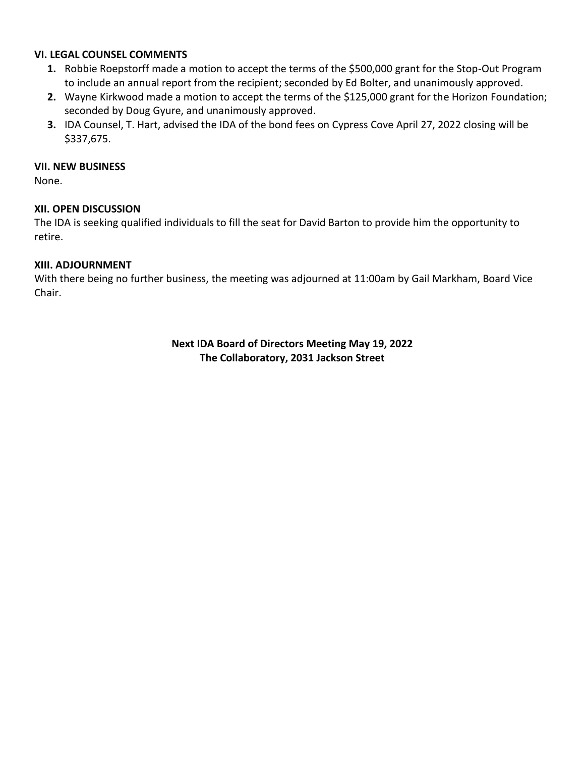### VI. LEGAL COUNSEL COMMENTS

1. Robbie Roepstorff made a motion to accept the terms of the $500,000 grant for the Stop-Out Program to include an annual report from the recipient; seconded by Ed Bolter, and unanimously approved.
2. Wayne Kirkwood made a motion to accept the terms of the $125,000 grant for the Horizon Foundation; seconded by Doug Gyure, and unanimously approved.
3. IDA Counsel, T. Hart, advised the IDA of the bond fees on Cypress Cove April 27, 2022 closing will be $337,675.

### VII. NEW BUSINESS

None.

### XII. OPEN DISCUSSION

The IDA is seeking qualified individuals to fill the seat for David Barton to provide him the opportunity to retire.

### XIII. ADJOURNMENT

With there being no further business, the meeting was adjourned at 11:00am by Gail Markham, Board Vice Chair.

**Next IDA Board of Directors Meeting May 19, 2022**
**The Collaboratory, 2031 Jackson Street**